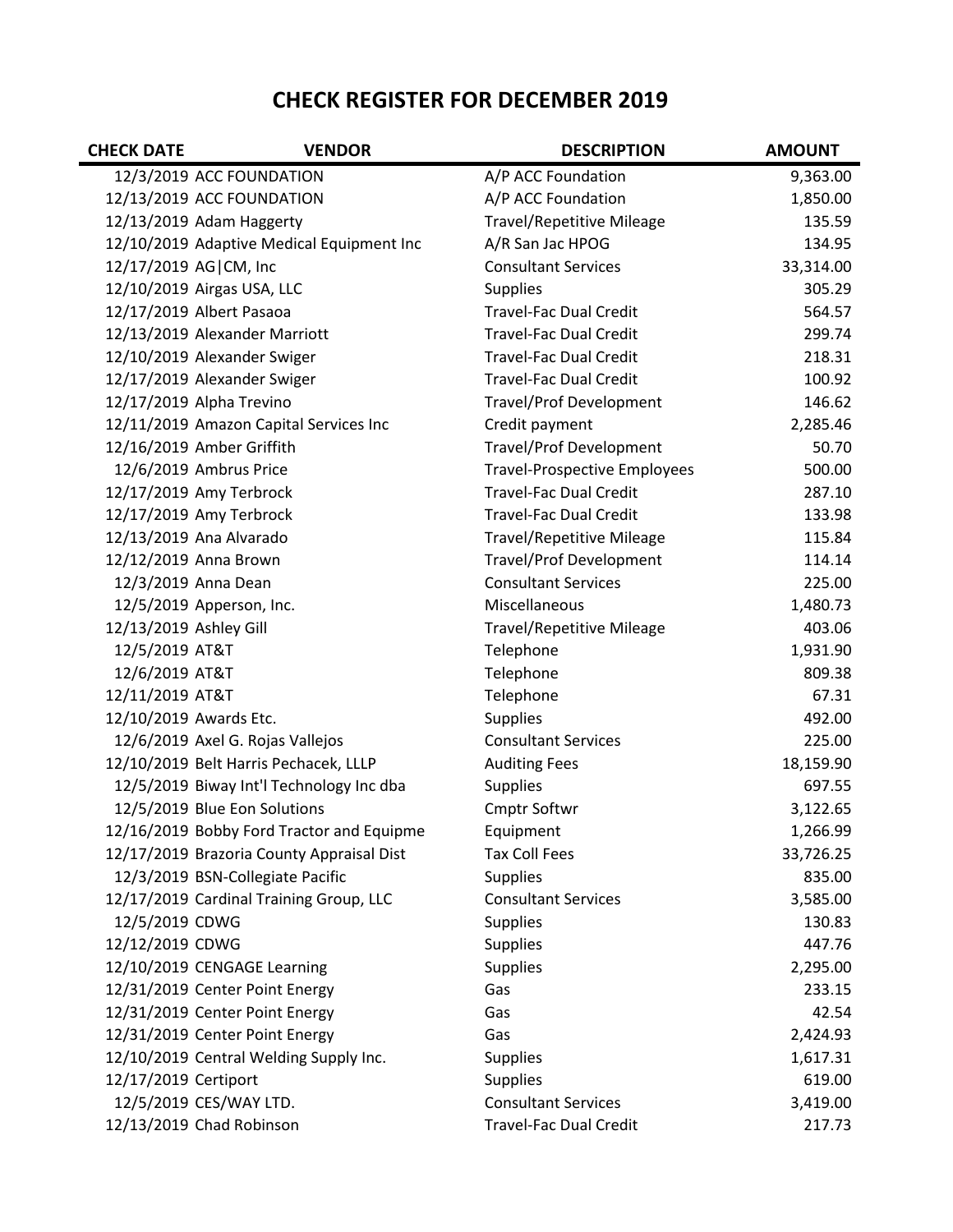# CHECK REGISTER FOR DECEMBER 2019

| CHECK DATE | VENDOR | DESCRIPTION | AMOUNT |
|---|---|---|---|
| 12/3/2019 | ACC FOUNDATION | A/P ACC Foundation | 9,363.00 |
| 12/13/2019 | ACC FOUNDATION | A/P ACC Foundation | 1,850.00 |
| 12/13/2019 | Adam Haggerty | Travel/Repetitive Mileage | 135.59 |
| 12/10/2019 | Adaptive Medical Equipment Inc | A/R San Jac HPOG | 134.95 |
| 12/17/2019 | AG\|CM, Inc | Consultant Services | 33,314.00 |
| 12/10/2019 | Airgas USA, LLC | Supplies | 305.29 |
| 12/17/2019 | Albert Pasaoa | Travel-Fac Dual Credit | 564.57 |
| 12/13/2019 | Alexander Marriott | Travel-Fac Dual Credit | 299.74 |
| 12/10/2019 | Alexander Swiger | Travel-Fac Dual Credit | 218.31 |
| 12/17/2019 | Alexander Swiger | Travel-Fac Dual Credit | 100.92 |
| 12/17/2019 | Alpha Trevino | Travel/Prof Development | 146.62 |
| 12/11/2019 | Amazon Capital Services Inc | Credit payment | 2,285.46 |
| 12/16/2019 | Amber Griffith | Travel/Prof Development | 50.70 |
| 12/6/2019 | Ambrus Price | Travel-Prospective Employees | 500.00 |
| 12/17/2019 | Amy Terbrock | Travel-Fac Dual Credit | 287.10 |
| 12/17/2019 | Amy Terbrock | Travel-Fac Dual Credit | 133.98 |
| 12/13/2019 | Ana Alvarado | Travel/Repetitive Mileage | 115.84 |
| 12/12/2019 | Anna Brown | Travel/Prof Development | 114.14 |
| 12/3/2019 | Anna Dean | Consultant Services | 225.00 |
| 12/5/2019 | Apperson, Inc. | Miscellaneous | 1,480.73 |
| 12/13/2019 | Ashley Gill | Travel/Repetitive Mileage | 403.06 |
| 12/5/2019 | AT&T | Telephone | 1,931.90 |
| 12/6/2019 | AT&T | Telephone | 809.38 |
| 12/11/2019 | AT&T | Telephone | 67.31 |
| 12/10/2019 | Awards Etc. | Supplies | 492.00 |
| 12/6/2019 | Axel G. Rojas Vallejos | Consultant Services | 225.00 |
| 12/10/2019 | Belt Harris Pechacek, LLLP | Auditing Fees | 18,159.90 |
| 12/5/2019 | Biway Int'l Technology Inc dba | Supplies | 697.55 |
| 12/5/2019 | Blue Eon Solutions | Cmptr Softwr | 3,122.65 |
| 12/16/2019 | Bobby Ford Tractor and Equipme | Equipment | 1,266.99 |
| 12/17/2019 | Brazoria County Appraisal Dist | Tax Coll Fees | 33,726.25 |
| 12/3/2019 | BSN-Collegiate Pacific | Supplies | 835.00 |
| 12/17/2019 | Cardinal Training Group, LLC | Consultant Services | 3,585.00 |
| 12/5/2019 | CDWG | Supplies | 130.83 |
| 12/12/2019 | CDWG | Supplies | 447.76 |
| 12/10/2019 | CENGAGE Learning | Supplies | 2,295.00 |
| 12/31/2019 | Center Point Energy | Gas | 233.15 |
| 12/31/2019 | Center Point Energy | Gas | 42.54 |
| 12/31/2019 | Center Point Energy | Gas | 2,424.93 |
| 12/10/2019 | Central Welding Supply Inc. | Supplies | 1,617.31 |
| 12/17/2019 | Certiport | Supplies | 619.00 |
| 12/5/2019 | CES/WAY LTD. | Consultant Services | 3,419.00 |
| 12/13/2019 | Chad Robinson | Travel-Fac Dual Credit | 217.73 |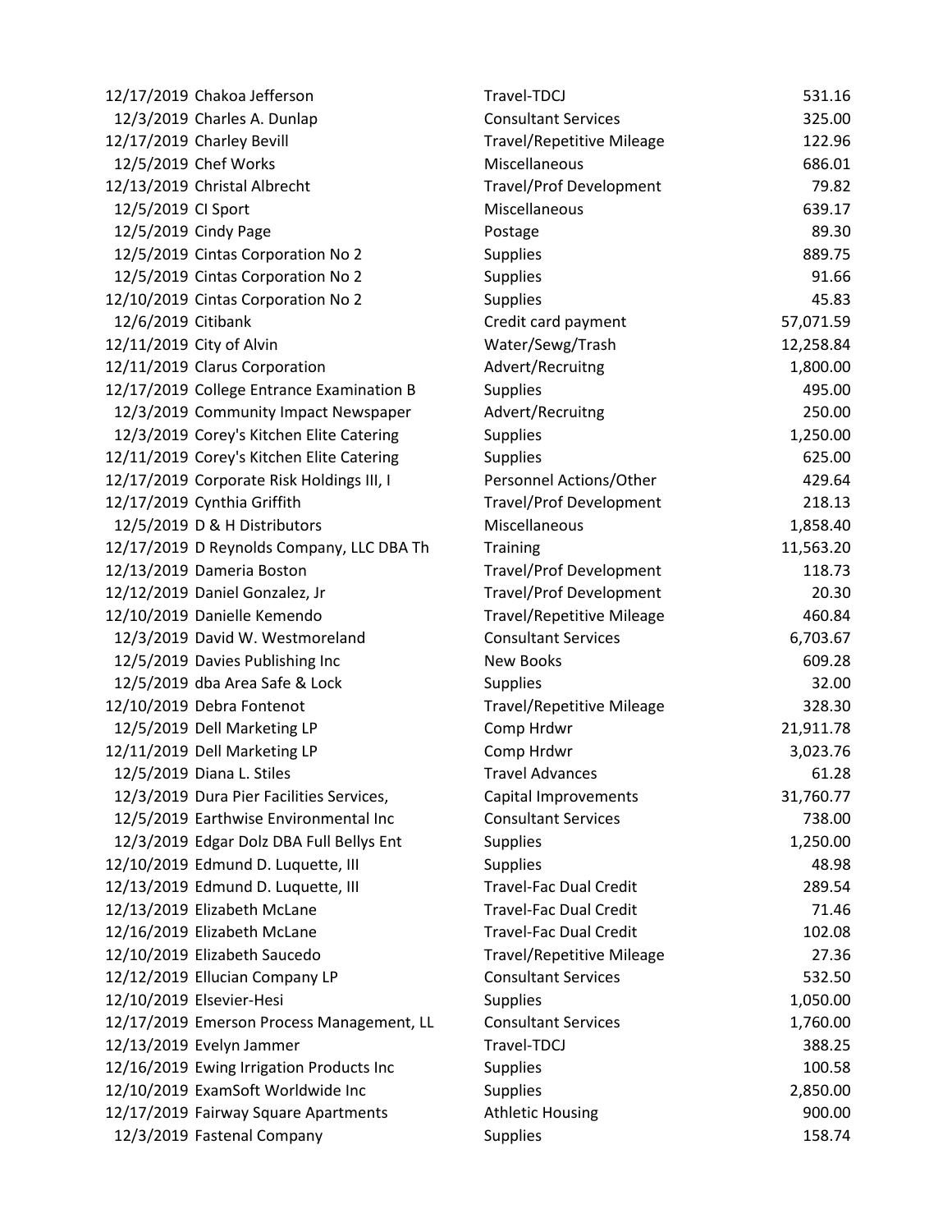| | | | |
|---|---|---|---|
| 12/17/2019 | Chakoa Jefferson | Travel-TDCJ | 531.16 |
| 12/3/2019 | Charles A. Dunlap | Consultant Services | 325.00 |
| 12/17/2019 | Charley Bevill | Travel/Repetitive Mileage | 122.96 |
| 12/5/2019 | Chef Works | Miscellaneous | 686.01 |
| 12/13/2019 | Christal Albrecht | Travel/Prof Development | 79.82 |
| 12/5/2019 | CI Sport | Miscellaneous | 639.17 |
| 12/5/2019 | Cindy Page | Postage | 89.30 |
| 12/5/2019 | Cintas Corporation No 2 | Supplies | 889.75 |
| 12/5/2019 | Cintas Corporation No 2 | Supplies | 91.66 |
| 12/10/2019 | Cintas Corporation No 2 | Supplies | 45.83 |
| 12/6/2019 | Citibank | Credit card payment | 57,071.59 |
| 12/11/2019 | City of Alvin | Water/Sewg/Trash | 12,258.84 |
| 12/11/2019 | Clarus Corporation | Advert/Recruitng | 1,800.00 |
| 12/17/2019 | College Entrance Examination B | Supplies | 495.00 |
| 12/3/2019 | Community Impact Newspaper | Advert/Recruitng | 250.00 |
| 12/3/2019 | Corey's Kitchen Elite Catering | Supplies | 1,250.00 |
| 12/11/2019 | Corey's Kitchen Elite Catering | Supplies | 625.00 |
| 12/17/2019 | Corporate Risk Holdings III, I | Personnel Actions/Other | 429.64 |
| 12/17/2019 | Cynthia Griffith | Travel/Prof Development | 218.13 |
| 12/5/2019 | D & H Distributors | Miscellaneous | 1,858.40 |
| 12/17/2019 | D Reynolds Company, LLC DBA Th | Training | 11,563.20 |
| 12/13/2019 | Dameria Boston | Travel/Prof Development | 118.73 |
| 12/12/2019 | Daniel Gonzalez, Jr | Travel/Prof Development | 20.30 |
| 12/10/2019 | Danielle Kemendo | Travel/Repetitive Mileage | 460.84 |
| 12/3/2019 | David W. Westmoreland | Consultant Services | 6,703.67 |
| 12/5/2019 | Davies Publishing Inc | New Books | 609.28 |
| 12/5/2019 | dba Area Safe & Lock | Supplies | 32.00 |
| 12/10/2019 | Debra Fontenot | Travel/Repetitive Mileage | 328.30 |
| 12/5/2019 | Dell Marketing LP | Comp Hrdwr | 21,911.78 |
| 12/11/2019 | Dell Marketing LP | Comp Hrdwr | 3,023.76 |
| 12/5/2019 | Diana L. Stiles | Travel Advances | 61.28 |
| 12/3/2019 | Dura Pier Facilities Services, | Capital Improvements | 31,760.77 |
| 12/5/2019 | Earthwise Environmental Inc | Consultant Services | 738.00 |
| 12/3/2019 | Edgar Dolz DBA Full Bellys Ent | Supplies | 1,250.00 |
| 12/10/2019 | Edmund D. Luquette, III | Supplies | 48.98 |
| 12/13/2019 | Edmund D. Luquette, III | Travel-Fac Dual Credit | 289.54 |
| 12/13/2019 | Elizabeth McLane | Travel-Fac Dual Credit | 71.46 |
| 12/16/2019 | Elizabeth McLane | Travel-Fac Dual Credit | 102.08 |
| 12/10/2019 | Elizabeth Saucedo | Travel/Repetitive Mileage | 27.36 |
| 12/12/2019 | Ellucian Company LP | Consultant Services | 532.50 |
| 12/10/2019 | Elsevier-Hesi | Supplies | 1,050.00 |
| 12/17/2019 | Emerson Process Management, LL | Consultant Services | 1,760.00 |
| 12/13/2019 | Evelyn Jammer | Travel-TDCJ | 388.25 |
| 12/16/2019 | Ewing Irrigation Products Inc | Supplies | 100.58 |
| 12/10/2019 | ExamSoft Worldwide Inc | Supplies | 2,850.00 |
| 12/17/2019 | Fairway Square Apartments | Athletic Housing | 900.00 |
| 12/3/2019 | Fastenal Company | Supplies | 158.74 |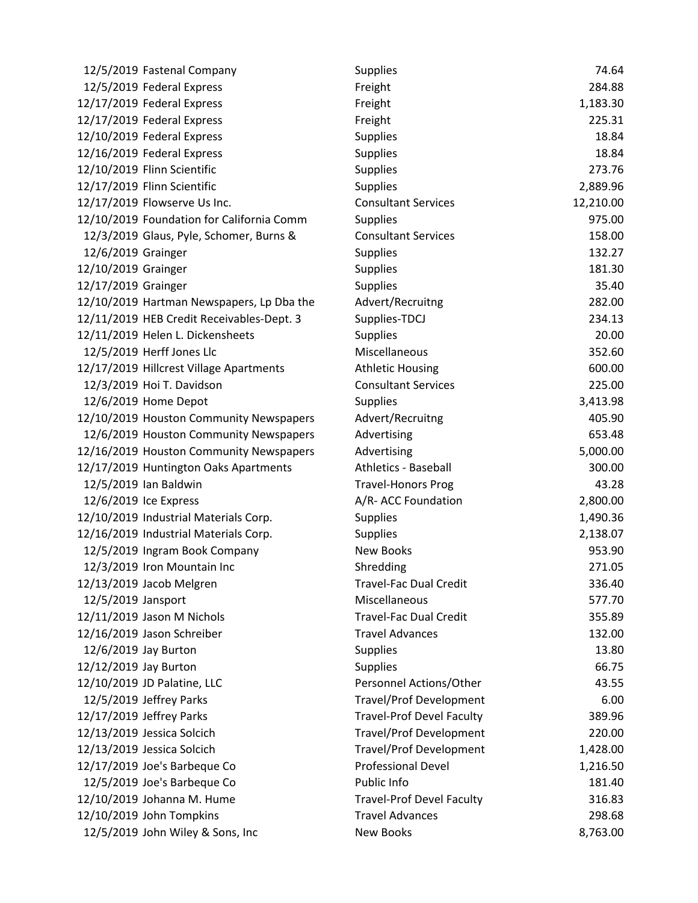| | | | |
|---|---|---|---|
| 12/5/2019 | Fastenal Company | Supplies | 74.64 |
| 12/5/2019 | Federal Express | Freight | 284.88 |
| 12/17/2019 | Federal Express | Freight | 1,183.30 |
| 12/17/2019 | Federal Express | Freight | 225.31 |
| 12/10/2019 | Federal Express | Supplies | 18.84 |
| 12/16/2019 | Federal Express | Supplies | 18.84 |
| 12/10/2019 | Flinn Scientific | Supplies | 273.76 |
| 12/17/2019 | Flinn Scientific | Supplies | 2,889.96 |
| 12/17/2019 | Flowserve Us Inc. | Consultant Services | 12,210.00 |
| 12/10/2019 | Foundation for California Comm | Supplies | 975.00 |
| 12/3/2019 | Glaus, Pyle, Schomer, Burns & | Consultant Services | 158.00 |
| 12/6/2019 | Grainger | Supplies | 132.27 |
| 12/10/2019 | Grainger | Supplies | 181.30 |
| 12/17/2019 | Grainger | Supplies | 35.40 |
| 12/10/2019 | Hartman Newspapers, Lp Dba the | Advert/Recruitng | 282.00 |
| 12/11/2019 | HEB Credit Receivables-Dept. 3 | Supplies-TDCJ | 234.13 |
| 12/11/2019 | Helen L. Dickensheets | Supplies | 20.00 |
| 12/5/2019 | Herff Jones Llc | Miscellaneous | 352.60 |
| 12/17/2019 | Hillcrest Village Apartments | Athletic Housing | 600.00 |
| 12/3/2019 | Hoi T. Davidson | Consultant Services | 225.00 |
| 12/6/2019 | Home Depot | Supplies | 3,413.98 |
| 12/10/2019 | Houston Community Newspapers | Advert/Recruitng | 405.90 |
| 12/6/2019 | Houston Community Newspapers | Advertising | 653.48 |
| 12/16/2019 | Houston Community Newspapers | Advertising | 5,000.00 |
| 12/17/2019 | Huntington Oaks Apartments | Athletics - Baseball | 300.00 |
| 12/5/2019 | Ian Baldwin | Travel-Honors Prog | 43.28 |
| 12/6/2019 | Ice Express | A/R- ACC Foundation | 2,800.00 |
| 12/10/2019 | Industrial Materials Corp. | Supplies | 1,490.36 |
| 12/16/2019 | Industrial Materials Corp. | Supplies | 2,138.07 |
| 12/5/2019 | Ingram Book Company | New Books | 953.90 |
| 12/3/2019 | Iron Mountain Inc | Shredding | 271.05 |
| 12/13/2019 | Jacob Melgren | Travel-Fac Dual Credit | 336.40 |
| 12/5/2019 | Jansport | Miscellaneous | 577.70 |
| 12/11/2019 | Jason M Nichols | Travel-Fac Dual Credit | 355.89 |
| 12/16/2019 | Jason Schreiber | Travel Advances | 132.00 |
| 12/6/2019 | Jay Burton | Supplies | 13.80 |
| 12/12/2019 | Jay Burton | Supplies | 66.75 |
| 12/10/2019 | JD Palatine, LLC | Personnel Actions/Other | 43.55 |
| 12/5/2019 | Jeffrey Parks | Travel/Prof Development | 6.00 |
| 12/17/2019 | Jeffrey Parks | Travel-Prof Devel Faculty | 389.96 |
| 12/13/2019 | Jessica Solcich | Travel/Prof Development | 220.00 |
| 12/13/2019 | Jessica Solcich | Travel/Prof Development | 1,428.00 |
| 12/17/2019 | Joe's Barbeque Co | Professional Devel | 1,216.50 |
| 12/5/2019 | Joe's Barbeque Co | Public Info | 181.40 |
| 12/10/2019 | Johanna M. Hume | Travel-Prof Devel Faculty | 316.83 |
| 12/10/2019 | John Tompkins | Travel Advances | 298.68 |
| 12/5/2019 | John Wiley & Sons, Inc | New Books | 8,763.00 |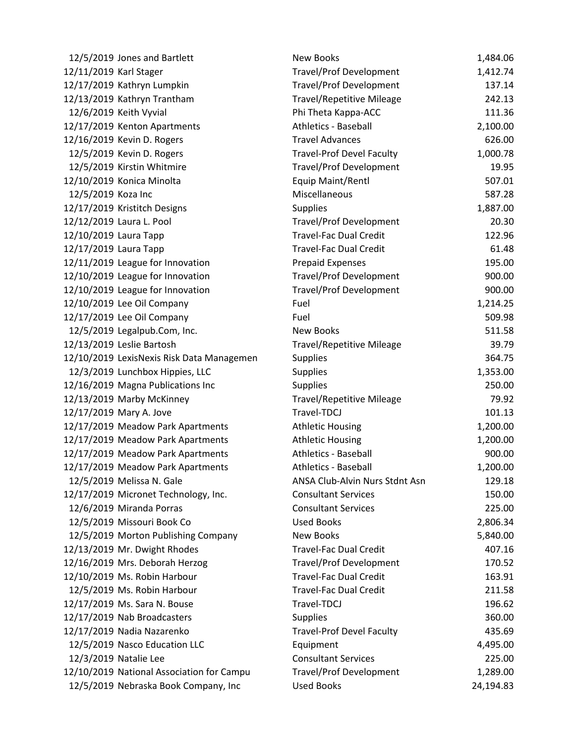| | | | |
|---|---|---|---|
| 12/5/2019 | Jones and Bartlett | New Books | 1,484.06 |
| 12/11/2019 | Karl Stager | Travel/Prof Development | 1,412.74 |
| 12/17/2019 | Kathryn Lumpkin | Travel/Prof Development | 137.14 |
| 12/13/2019 | Kathryn Trantham | Travel/Repetitive Mileage | 242.13 |
| 12/6/2019 | Keith Vyvial | Phi Theta Kappa-ACC | 111.36 |
| 12/17/2019 | Kenton Apartments | Athletics - Baseball | 2,100.00 |
| 12/16/2019 | Kevin D. Rogers | Travel Advances | 626.00 |
| 12/5/2019 | Kevin D. Rogers | Travel-Prof Devel Faculty | 1,000.78 |
| 12/5/2019 | Kirstin Whitmire | Travel/Prof Development | 19.95 |
| 12/10/2019 | Konica Minolta | Equip Maint/Rentl | 507.01 |
| 12/5/2019 | Koza Inc | Miscellaneous | 587.28 |
| 12/17/2019 | Kristitch Designs | Supplies | 1,887.00 |
| 12/12/2019 | Laura L. Pool | Travel/Prof Development | 20.30 |
| 12/10/2019 | Laura Tapp | Travel-Fac Dual Credit | 122.96 |
| 12/17/2019 | Laura Tapp | Travel-Fac Dual Credit | 61.48 |
| 12/11/2019 | League for Innovation | Prepaid Expenses | 195.00 |
| 12/10/2019 | League for Innovation | Travel/Prof Development | 900.00 |
| 12/10/2019 | League for Innovation | Travel/Prof Development | 900.00 |
| 12/10/2019 | Lee Oil Company | Fuel | 1,214.25 |
| 12/17/2019 | Lee Oil Company | Fuel | 509.98 |
| 12/5/2019 | Legalpub.Com, Inc. | New Books | 511.58 |
| 12/13/2019 | Leslie Bartosh | Travel/Repetitive Mileage | 39.79 |
| 12/10/2019 | LexisNexis Risk Data Managemen | Supplies | 364.75 |
| 12/3/2019 | Lunchbox Hippies, LLC | Supplies | 1,353.00 |
| 12/16/2019 | Magna Publications Inc | Supplies | 250.00 |
| 12/13/2019 | Marby McKinney | Travel/Repetitive Mileage | 79.92 |
| 12/17/2019 | Mary A. Jove | Travel-TDCJ | 101.13 |
| 12/17/2019 | Meadow Park Apartments | Athletic Housing | 1,200.00 |
| 12/17/2019 | Meadow Park Apartments | Athletic Housing | 1,200.00 |
| 12/17/2019 | Meadow Park Apartments | Athletics - Baseball | 900.00 |
| 12/17/2019 | Meadow Park Apartments | Athletics - Baseball | 1,200.00 |
| 12/5/2019 | Melissa N. Gale | ANSA Club-Alvin Nurs Stdnt Asn | 129.18 |
| 12/17/2019 | Micronet Technology, Inc. | Consultant Services | 150.00 |
| 12/6/2019 | Miranda Porras | Consultant Services | 225.00 |
| 12/5/2019 | Missouri Book Co | Used Books | 2,806.34 |
| 12/5/2019 | Morton Publishing Company | New Books | 5,840.00 |
| 12/13/2019 | Mr. Dwight Rhodes | Travel-Fac Dual Credit | 407.16 |
| 12/16/2019 | Mrs. Deborah Herzog | Travel/Prof Development | 170.52 |
| 12/10/2019 | Ms. Robin Harbour | Travel-Fac Dual Credit | 163.91 |
| 12/5/2019 | Ms. Robin Harbour | Travel-Fac Dual Credit | 211.58 |
| 12/17/2019 | Ms. Sara N. Bouse | Travel-TDCJ | 196.62 |
| 12/17/2019 | Nab Broadcasters | Supplies | 360.00 |
| 12/17/2019 | Nadia Nazarenko | Travel-Prof Devel Faculty | 435.69 |
| 12/5/2019 | Nasco Education LLC | Equipment | 4,495.00 |
| 12/3/2019 | Natalie Lee | Consultant Services | 225.00 |
| 12/10/2019 | National Association for Campu | Travel/Prof Development | 1,289.00 |
| 12/5/2019 | Nebraska Book Company, Inc | Used Books | 24,194.83 |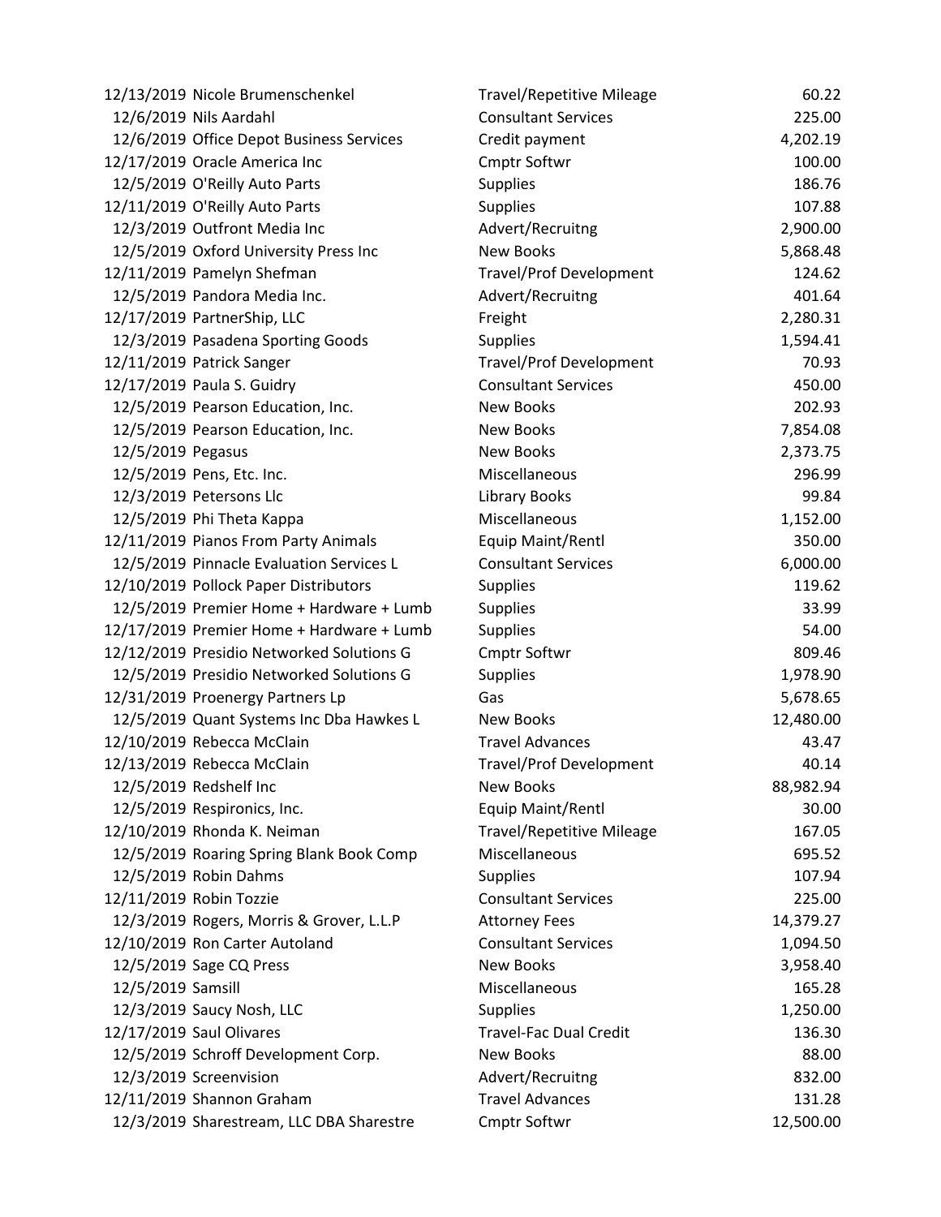| | | | |
|---|---|---|---|
| 12/13/2019 | Nicole Brumenschenkel | Travel/Repetitive Mileage | 60.22 |
| 12/6/2019 | Nils Aardahl | Consultant Services | 225.00 |
| 12/6/2019 | Office Depot Business Services | Credit payment | 4,202.19 |
| 12/17/2019 | Oracle America Inc | Cmptr Softwr | 100.00 |
| 12/5/2019 | O'Reilly Auto Parts | Supplies | 186.76 |
| 12/11/2019 | O'Reilly Auto Parts | Supplies | 107.88 |
| 12/3/2019 | Outfront Media Inc | Advert/Recruitng | 2,900.00 |
| 12/5/2019 | Oxford University Press Inc | New Books | 5,868.48 |
| 12/11/2019 | Pamelyn Shefman | Travel/Prof Development | 124.62 |
| 12/5/2019 | Pandora Media Inc. | Advert/Recruitng | 401.64 |
| 12/17/2019 | PartnerShip, LLC | Freight | 2,280.31 |
| 12/3/2019 | Pasadena Sporting Goods | Supplies | 1,594.41 |
| 12/11/2019 | Patrick Sanger | Travel/Prof Development | 70.93 |
| 12/17/2019 | Paula S. Guidry | Consultant Services | 450.00 |
| 12/5/2019 | Pearson Education, Inc. | New Books | 202.93 |
| 12/5/2019 | Pearson Education, Inc. | New Books | 7,854.08 |
| 12/5/2019 | Pegasus | New Books | 2,373.75 |
| 12/5/2019 | Pens, Etc. Inc. | Miscellaneous | 296.99 |
| 12/3/2019 | Petersons Llc | Library Books | 99.84 |
| 12/5/2019 | Phi Theta Kappa | Miscellaneous | 1,152.00 |
| 12/11/2019 | Pianos From Party Animals | Equip Maint/Rentl | 350.00 |
| 12/5/2019 | Pinnacle Evaluation Services L | Consultant Services | 6,000.00 |
| 12/10/2019 | Pollock Paper Distributors | Supplies | 119.62 |
| 12/5/2019 | Premier Home + Hardware + Lumb | Supplies | 33.99 |
| 12/17/2019 | Premier Home + Hardware + Lumb | Supplies | 54.00 |
| 12/12/2019 | Presidio Networked Solutions G | Cmptr Softwr | 809.46 |
| 12/5/2019 | Presidio Networked Solutions G | Supplies | 1,978.90 |
| 12/31/2019 | Proenergy Partners Lp | Gas | 5,678.65 |
| 12/5/2019 | Quant Systems Inc Dba Hawkes L | New Books | 12,480.00 |
| 12/10/2019 | Rebecca McClain | Travel Advances | 43.47 |
| 12/13/2019 | Rebecca McClain | Travel/Prof Development | 40.14 |
| 12/5/2019 | Redshelf Inc | New Books | 88,982.94 |
| 12/5/2019 | Respironics, Inc. | Equip Maint/Rentl | 30.00 |
| 12/10/2019 | Rhonda K. Neiman | Travel/Repetitive Mileage | 167.05 |
| 12/5/2019 | Roaring Spring Blank Book Comp | Miscellaneous | 695.52 |
| 12/5/2019 | Robin Dahms | Supplies | 107.94 |
| 12/11/2019 | Robin Tozzie | Consultant Services | 225.00 |
| 12/3/2019 | Rogers, Morris & Grover, L.L.P | Attorney Fees | 14,379.27 |
| 12/10/2019 | Ron Carter Autoland | Consultant Services | 1,094.50 |
| 12/5/2019 | Sage CQ Press | New Books | 3,958.40 |
| 12/5/2019 | Samsill | Miscellaneous | 165.28 |
| 12/3/2019 | Saucy Nosh, LLC | Supplies | 1,250.00 |
| 12/17/2019 | Saul Olivares | Travel-Fac Dual Credit | 136.30 |
| 12/5/2019 | Schroff Development Corp. | New Books | 88.00 |
| 12/3/2019 | Screenvision | Advert/Recruitng | 832.00 |
| 12/11/2019 | Shannon Graham | Travel Advances | 131.28 |
| 12/3/2019 | Sharestream, LLC DBA Sharestre | Cmptr Softwr | 12,500.00 |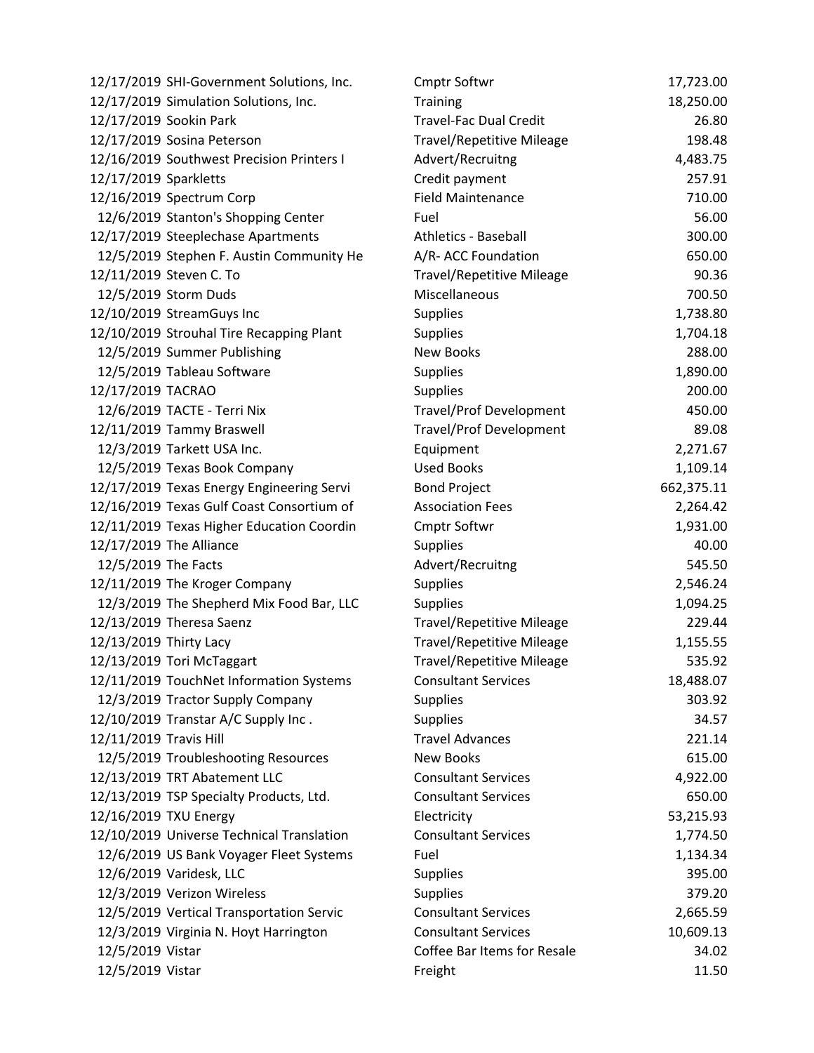| Date | Vendor | Description | Amount |
|---|---|---|---|
| 12/17/2019 | SHI-Government Solutions, Inc. | Cmptr Softwr | 17,723.00 |
| 12/17/2019 | Simulation Solutions, Inc. | Training | 18,250.00 |
| 12/17/2019 | Sookin Park | Travel-Fac Dual Credit | 26.80 |
| 12/17/2019 | Sosina Peterson | Travel/Repetitive Mileage | 198.48 |
| 12/16/2019 | Southwest Precision Printers I | Advert/Recruitng | 4,483.75 |
| 12/17/2019 | Sparkletts | Credit payment | 257.91 |
| 12/16/2019 | Spectrum Corp | Field Maintenance | 710.00 |
| 12/6/2019 | Stanton's Shopping Center | Fuel | 56.00 |
| 12/17/2019 | Steeplechase Apartments | Athletics - Baseball | 300.00 |
| 12/5/2019 | Stephen F. Austin Community He | A/R- ACC Foundation | 650.00 |
| 12/11/2019 | Steven C. To | Travel/Repetitive Mileage | 90.36 |
| 12/5/2019 | Storm Duds | Miscellaneous | 700.50 |
| 12/10/2019 | StreamGuys Inc | Supplies | 1,738.80 |
| 12/10/2019 | Strouhal Tire Recapping Plant | Supplies | 1,704.18 |
| 12/5/2019 | Summer Publishing | New Books | 288.00 |
| 12/5/2019 | Tableau Software | Supplies | 1,890.00 |
| 12/17/2019 | TACRAO | Supplies | 200.00 |
| 12/6/2019 | TACTE - Terri Nix | Travel/Prof Development | 450.00 |
| 12/11/2019 | Tammy Braswell | Travel/Prof Development | 89.08 |
| 12/3/2019 | Tarkett USA Inc. | Equipment | 2,271.67 |
| 12/5/2019 | Texas Book Company | Used Books | 1,109.14 |
| 12/17/2019 | Texas Energy Engineering Servi | Bond Project | 662,375.11 |
| 12/16/2019 | Texas Gulf Coast Consortium of | Association Fees | 2,264.42 |
| 12/11/2019 | Texas Higher Education Coordin | Cmptr Softwr | 1,931.00 |
| 12/17/2019 | The Alliance | Supplies | 40.00 |
| 12/5/2019 | The Facts | Advert/Recruitng | 545.50 |
| 12/11/2019 | The Kroger Company | Supplies | 2,546.24 |
| 12/3/2019 | The Shepherd Mix Food Bar, LLC | Supplies | 1,094.25 |
| 12/13/2019 | Theresa Saenz | Travel/Repetitive Mileage | 229.44 |
| 12/13/2019 | Thirty Lacy | Travel/Repetitive Mileage | 1,155.55 |
| 12/13/2019 | Tori McTaggart | Travel/Repetitive Mileage | 535.92 |
| 12/11/2019 | TouchNet Information Systems | Consultant Services | 18,488.07 |
| 12/3/2019 | Tractor Supply Company | Supplies | 303.92 |
| 12/10/2019 | Transtar A/C Supply Inc . | Supplies | 34.57 |
| 12/11/2019 | Travis Hill | Travel Advances | 221.14 |
| 12/5/2019 | Troubleshooting Resources | New Books | 615.00 |
| 12/13/2019 | TRT Abatement LLC | Consultant Services | 4,922.00 |
| 12/13/2019 | TSP Specialty Products, Ltd. | Consultant Services | 650.00 |
| 12/16/2019 | TXU Energy | Electricity | 53,215.93 |
| 12/10/2019 | Universe Technical Translation | Consultant Services | 1,774.50 |
| 12/6/2019 | US Bank Voyager Fleet Systems | Fuel | 1,134.34 |
| 12/6/2019 | Varidesk, LLC | Supplies | 395.00 |
| 12/3/2019 | Verizon Wireless | Supplies | 379.20 |
| 12/5/2019 | Vertical Transportation Servic | Consultant Services | 2,665.59 |
| 12/3/2019 | Virginia N. Hoyt Harrington | Consultant Services | 10,609.13 |
| 12/5/2019 | Vistar | Coffee Bar Items for Resale | 34.02 |
| 12/5/2019 | Vistar | Freight | 11.50 |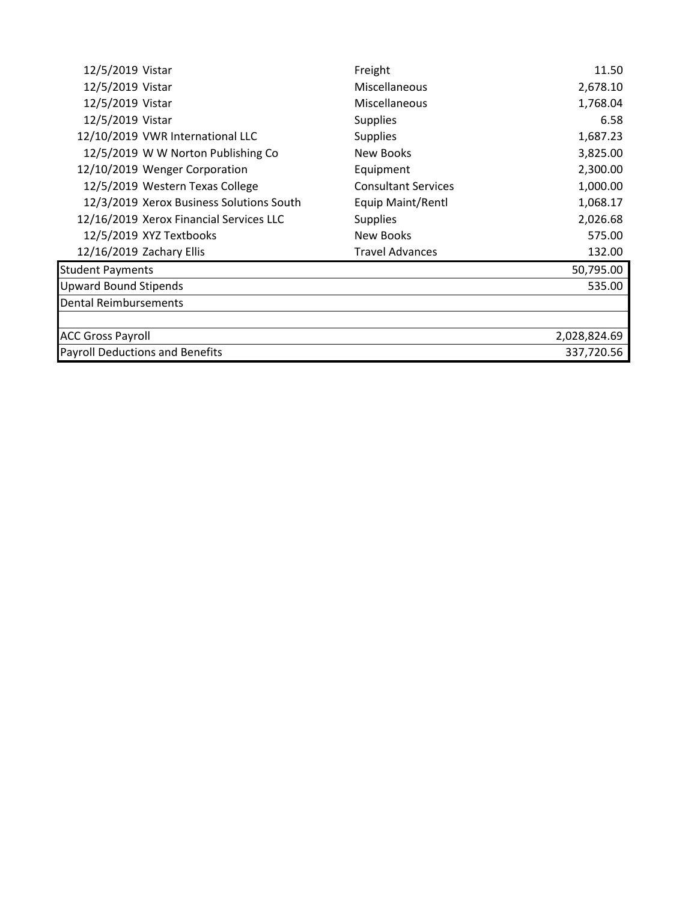| | | | |
|---|---|---|---|
| 12/5/2019 | Vistar | Freight | 11.50 |
| 12/5/2019 | Vistar | Miscellaneous | 2,678.10 |
| 12/5/2019 | Vistar | Miscellaneous | 1,768.04 |
| 12/5/2019 | Vistar | Supplies | 6.58 |
| 12/10/2019 | VWR International LLC | Supplies | 1,687.23 |
| 12/5/2019 | W W Norton Publishing Co | New Books | 3,825.00 |
| 12/10/2019 | Wenger Corporation | Equipment | 2,300.00 |
| 12/5/2019 | Western Texas College | Consultant Services | 1,000.00 |
| 12/3/2019 | Xerox Business Solutions South | Equip Maint/Rentl | 1,068.17 |
| 12/16/2019 | Xerox Financial Services LLC | Supplies | 2,026.68 |
| 12/5/2019 | XYZ Textbooks | New Books | 575.00 |
| 12/16/2019 | Zachary Ellis | Travel Advances | 132.00 |
| Student Payments | | | 50,795.00 |
| Upward Bound Stipends | | | 535.00 |
| Dental Reimbursements | | | |
| | | | |
| ACC Gross Payroll | | | 2,028,824.69 |
| Payroll Deductions and Benefits | | | 337,720.56 |